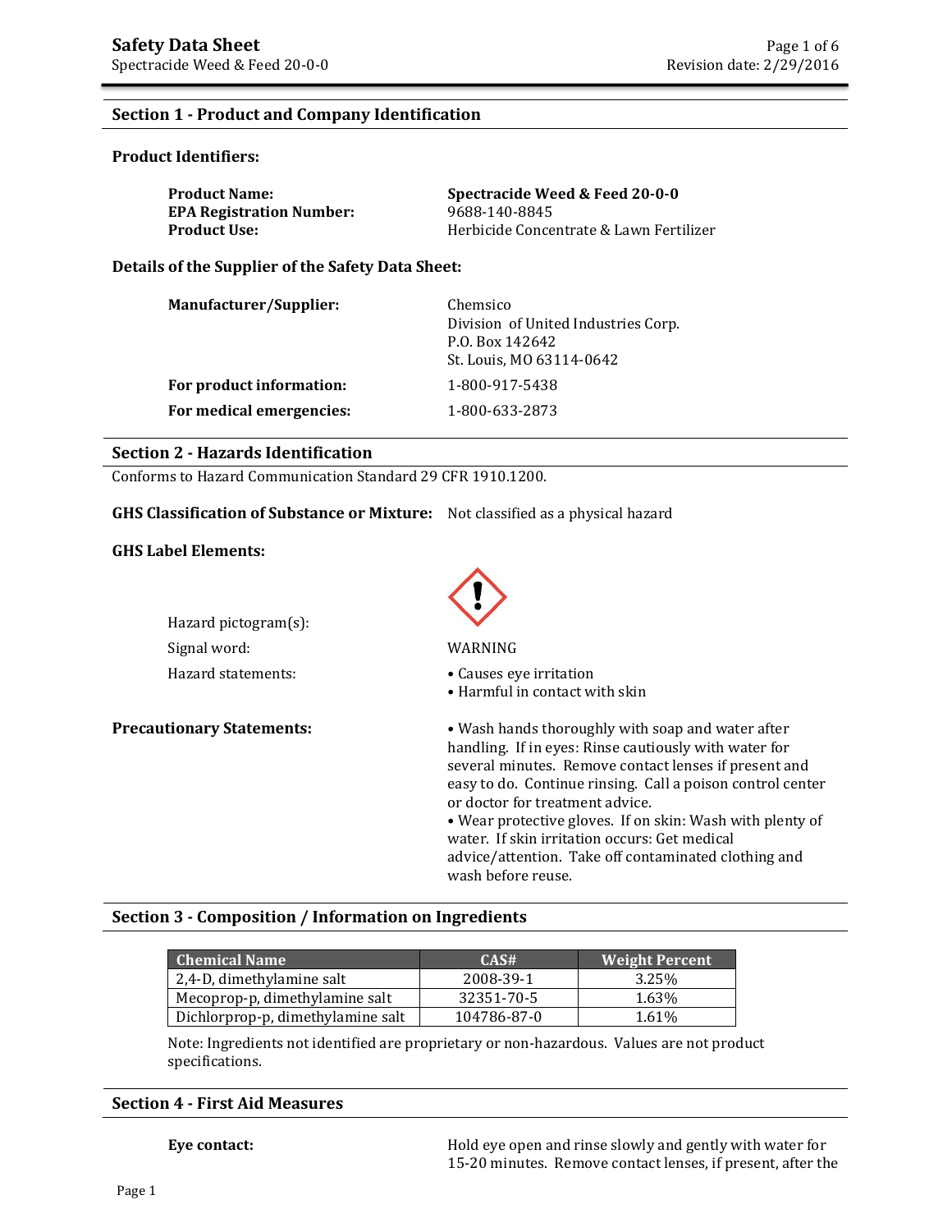# Safety Data Sheet

Spectracide Weed & Feed 20-0-0

Revision date: 2/29/2016

## Section 1 - Product and Company Identification

### Product Identifiers:

**Product Name:** **Spectracide Weed & Feed 20-0-0**
**EPA Registration Number:** 9688-140-8845
**Product Use:** Herbicide Concentrate & Lawn Fertilizer

### Details of the Supplier of the Safety Data Sheet:

**Manufacturer/Supplier:** Chemsico
Division of United Industries Corp.
P.O. Box 142642
St. Louis, MO 63114-0642

**For product information:** 1-800-917-5438

**For medical emergencies:** 1-800-633-2873

## Section 2 - Hazards Identification

Conforms to Hazard Communication Standard 29 CFR 1910.1200.

**GHS Classification of Substance or Mixture:** Not classified as a physical hazard

**GHS Label Elements:**

Hazard pictogram(s):

Signal word: WARNING

Hazard statements:
- Causes eye irritation
- Harmful in contact with skin

**Precautionary Statements:**
- Wash hands thoroughly with soap and water after handling. If in eyes: Rinse cautiously with water for several minutes. Remove contact lenses if present and easy to do. Continue rinsing. Call a poison control center or doctor for treatment advice.
- Wear protective gloves. If on skin: Wash with plenty of water. If skin irritation occurs: Get medical advice/attention. Take off contaminated clothing and wash before reuse.

## Section 3 - Composition / Information on Ingredients

| Chemical Name | CAS# | Weight Percent |
|---|---|---|
| 2,4-D, dimethylamine salt | 2008-39-1 | 3.25% |
| Mecoprop-p, dimethylamine salt | 32351-70-5 | 1.63% |
| Dichlorprop-p, dimethylamine salt | 104786-87-0 | 1.61% |

Note: Ingredients not identified are proprietary or non-hazardous. Values are not product specifications.

## Section 4 - First Aid Measures

**Eye contact:** Hold eye open and rinse slowly and gently with water for 15-20 minutes. Remove contact lenses, if present, after the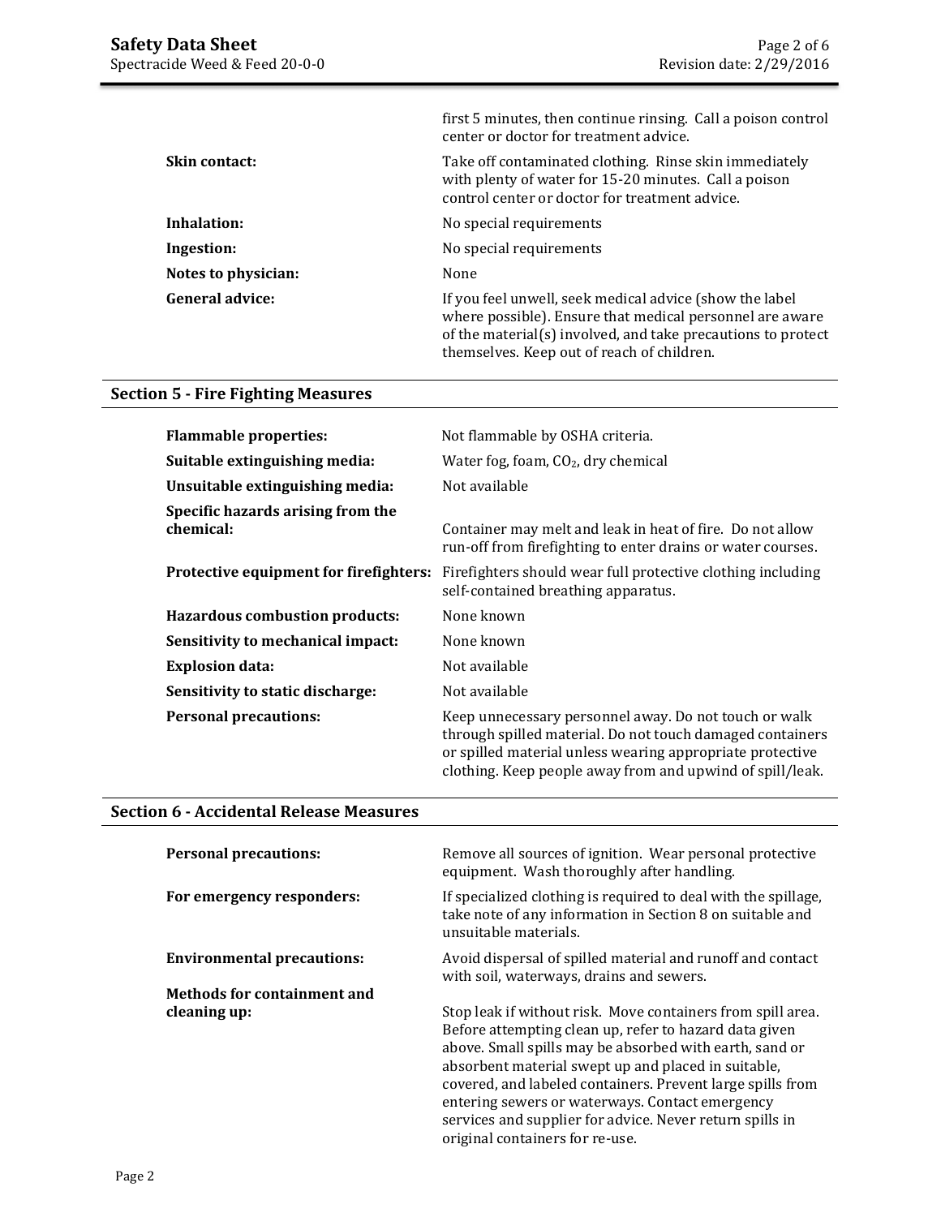first 5 minutes, then continue rinsing. Call a poison control center or doctor for treatment advice.

| | |
|---|---|
| **Skin contact:** | Take off contaminated clothing. Rinse skin immediately with plenty of water for 15-20 minutes. Call a poison control center or doctor for treatment advice. |
| **Inhalation:** | No special requirements |
| **Ingestion:** | No special requirements |
| **Notes to physician:** | None |
| **General advice:** | If you feel unwell, seek medical advice (show the label where possible). Ensure that medical personnel are aware of the material(s) involved, and take precautions to protect themselves. Keep out of reach of children. |

## Section 5 - Fire Fighting Measures

| | |
|---|---|
| **Flammable properties:** | Not flammable by OSHA criteria. |
| **Suitable extinguishing media:** | Water fog, foam, $CO_2$, dry chemical |
| **Unsuitable extinguishing media:** | Not available |
| **Specific hazards arising from the chemical:** | Container may melt and leak in heat of fire. Do not allow run-off from firefighting to enter drains or water courses. |
| **Protective equipment for firefighters:** | Firefighters should wear full protective clothing including self-contained breathing apparatus. |
| **Hazardous combustion products:** | None known |
| **Sensitivity to mechanical impact:** | None known |
| **Explosion data:** | Not available |
| **Sensitivity to static discharge:** | Not available |
| **Personal precautions:** | Keep unnecessary personnel away. Do not touch or walk through spilled material. Do not touch damaged containers or spilled material unless wearing appropriate protective clothing. Keep people away from and upwind of spill/leak. |

## Section 6 - Accidental Release Measures

| | |
|---|---|
| **Personal precautions:** | Remove all sources of ignition. Wear personal protective equipment. Wash thoroughly after handling. |
| **For emergency responders:** | If specialized clothing is required to deal with the spillage, take note of any information in Section 8 on suitable and unsuitable materials. |
| **Environmental precautions:** | Avoid dispersal of spilled material and runoff and contact with soil, waterways, drains and sewers. |
| **Methods for containment and cleaning up:** | Stop leak if without risk. Move containers from spill area. Before attempting clean up, refer to hazard data given above. Small spills may be absorbed with earth, sand or absorbent material swept up and placed in suitable, covered, and labeled containers. Prevent large spills from entering sewers or waterways. Contact emergency services and supplier for advice. Never return spills in original containers for re-use. |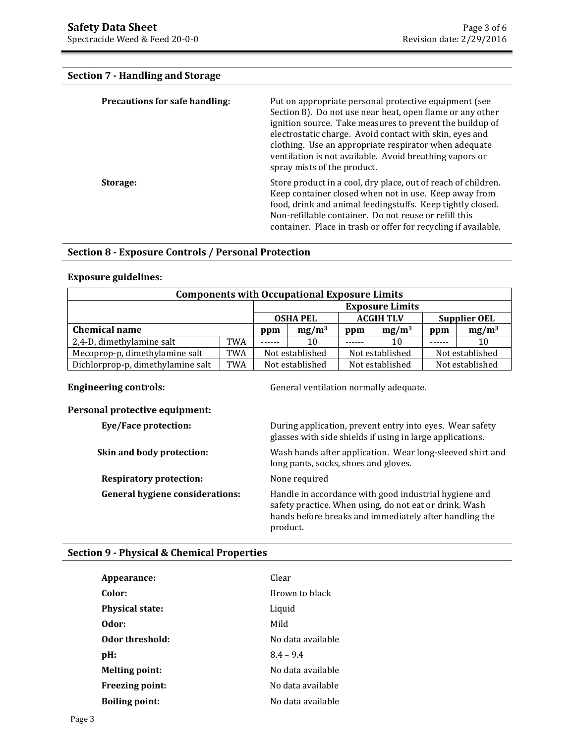## Section 7 - Handling and Storage

**Precautions for safe handling:** Put on appropriate personal protective equipment (see Section 8). Do not use near heat, open flame or any other ignition source. Take measures to prevent the buildup of electrostatic charge. Avoid contact with skin, eyes and clothing. Use an appropriate respirator when adequate ventilation is not available. Avoid breathing vapors or spray mists of the product.

**Storage:** Store product in a cool, dry place, out of reach of children. Keep container closed when not in use. Keep away from food, drink and animal feedingstuffs. Keep tightly closed. Non-refillable container. Do not reuse or refill this container. Place in trash or offer for recycling if available.

## Section 8 - Exposure Controls / Personal Protection

**Exposure guidelines:**

| Components with Occupational Exposure Limits | | | | | | | | |
|---|---|---|---|---|---|---|---|---|
| | | Exposure Limits | | | | | | |
| | | OSHA PEL | | ACGIH TLV | | Supplier OEL | | |
| **Chemical name** | | ppm | $mg/m^3$ | ppm | $mg/m^3$ | ppm | $mg/m^3$ | |
| 2,4-D, dimethylamine salt | TWA | ------ | 10 | ------ | 10 | ------ | 10 | |
| Mecoprop-p, dimethylamine salt | TWA | Not established | | Not established | | Not established | | |
| Dichlorprop-p, dimethylamine salt | TWA | Not established | | Not established | | Not established | | |

**Engineering controls:** General ventilation normally adequate.

**Personal protective equipment:**

**Eye/Face protection:** During application, prevent entry into eyes. Wear safety glasses with side shields if using in large applications.

**Skin and body protection:** Wash hands after application. Wear long-sleeved shirt and long pants, socks, shoes and gloves.

**Respiratory protection:** None required

**General hygiene considerations:** Handle in accordance with good industrial hygiene and safety practice. When using, do not eat or drink. Wash hands before breaks and immediately after handling the product.

## Section 9 - Physical & Chemical Properties

**Appearance:** Clear

**Color:** Brown to black

**Physical state:** Liquid

**Odor:** Mild

**Odor threshold:** No data available

**pH:** 8.4 – 9.4

**Melting point:** No data available

**Freezing point:** No data available

**Boiling point:** No data available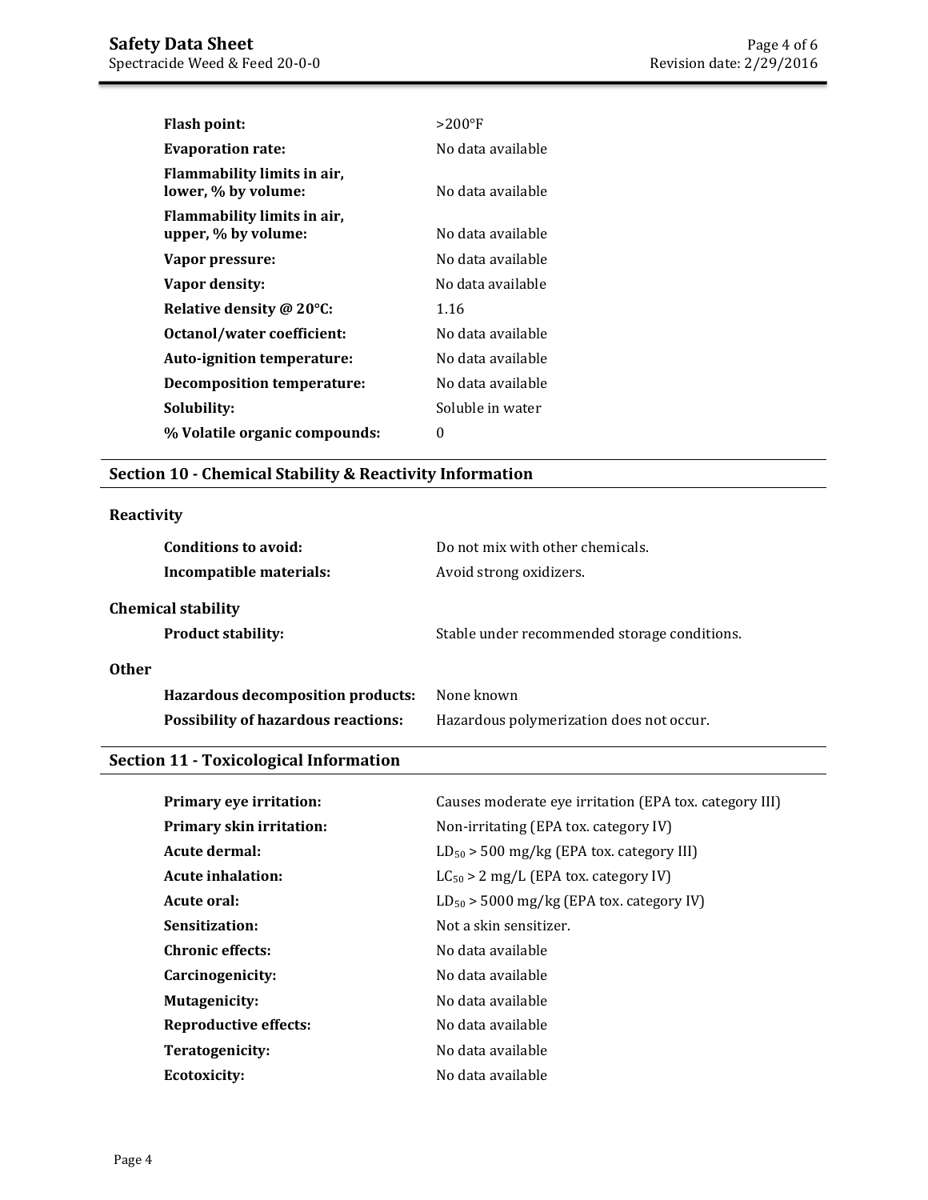| | |
|---|---|
| **Flash point:** | >200°F |
| **Evaporation rate:** | No data available |
| **Flammability limits in air, lower, % by volume:** | No data available |
| **Flammability limits in air, upper, % by volume:** | No data available |
| **Vapor pressure:** | No data available |
| **Vapor density:** | No data available |
| **Relative density @ 20°C:** | 1.16 |
| **Octanol/water coefficient:** | No data available |
| **Auto-ignition temperature:** | No data available |
| **Decomposition temperature:** | No data available |
| **Solubility:** | Soluble in water |
| **% Volatile organic compounds:** | 0 |

## Section 10 - Chemical Stability & Reactivity Information

### Reactivity

| | |
|---|---|
| **Conditions to avoid:** | Do not mix with other chemicals. |
| **Incompatible materials:** | Avoid strong oxidizers. |

### Chemical stability

| | |
|---|---|
| **Product stability:** | Stable under recommended storage conditions. |

### Other

| | |
|---|---|
| **Hazardous decomposition products:** | None known |
| **Possibility of hazardous reactions:** | Hazardous polymerization does not occur. |

## Section 11 - Toxicological Information

| | |
|---|---|
| **Primary eye irritation:** | Causes moderate eye irritation (EPA tox. category III) |
| **Primary skin irritation:** | Non-irritating (EPA tox. category IV) |
| **Acute dermal:** | $LD_{50}$ > 500 mg/kg (EPA tox. category III) |
| **Acute inhalation:** | $LC_{50}$ > 2 mg/L (EPA tox. category IV) |
| **Acute oral:** | $LD_{50}$ > 5000 mg/kg (EPA tox. category IV) |
| **Sensitization:** | Not a skin sensitizer. |
| **Chronic effects:** | No data available |
| **Carcinogenicity:** | No data available |
| **Mutagenicity:** | No data available |
| **Reproductive effects:** | No data available |
| **Teratogenicity:** | No data available |
| **Ecotoxicity:** | No data available |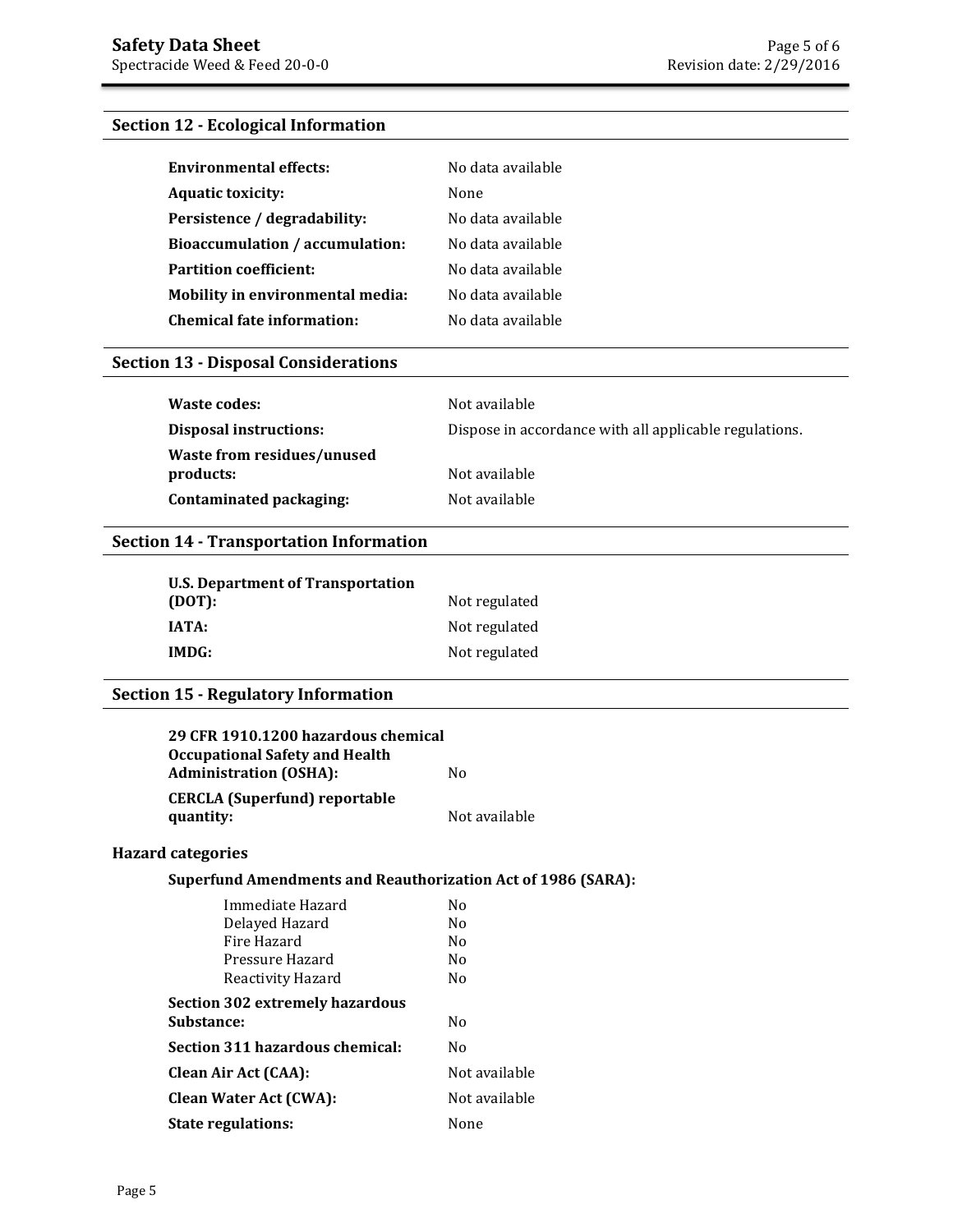## Section 12 - Ecological Information

| | |
|---|---|
| **Environmental effects:** | No data available |
| **Aquatic toxicity:** | None |
| **Persistence / degradability:** | No data available |
| **Bioaccumulation / accumulation:** | No data available |
| **Partition coefficient:** | No data available |
| **Mobility in environmental media:** | No data available |
| **Chemical fate information:** | No data available |

## Section 13 - Disposal Considerations

| | |
|---|---|
| **Waste codes:** | Not available |
| **Disposal instructions:** | Dispose in accordance with all applicable regulations. |
| **Waste from residues/unused products:** | Not available |
| **Contaminated packaging:** | Not available |

## Section 14 - Transportation Information

| | |
|---|---|
| **U.S. Department of Transportation (DOT):** | Not regulated |
| **IATA:** | Not regulated |
| **IMDG:** | Not regulated |

## Section 15 - Regulatory Information

| | |
|---|---|
| **29 CFR 1910.1200 hazardous chemical Occupational Safety and Health Administration (OSHA):** | No |
| **CERCLA (Superfund) reportable quantity:** | Not available |

### Hazard categories

**Superfund Amendments and Reauthorization Act of 1986 (SARA):**

| | |
|---|---|
| Immediate Hazard | No |
| Delayed Hazard | No |
| Fire Hazard | No |
| Pressure Hazard | No |
| Reactivity Hazard | No |

| | |
|---|---|
| **Section 302 extremely hazardous Substance:** | No |
| **Section 311 hazardous chemical:** | No |
| **Clean Air Act (CAA):** | Not available |
| **Clean Water Act (CWA):** | Not available |
| **State regulations:** | None |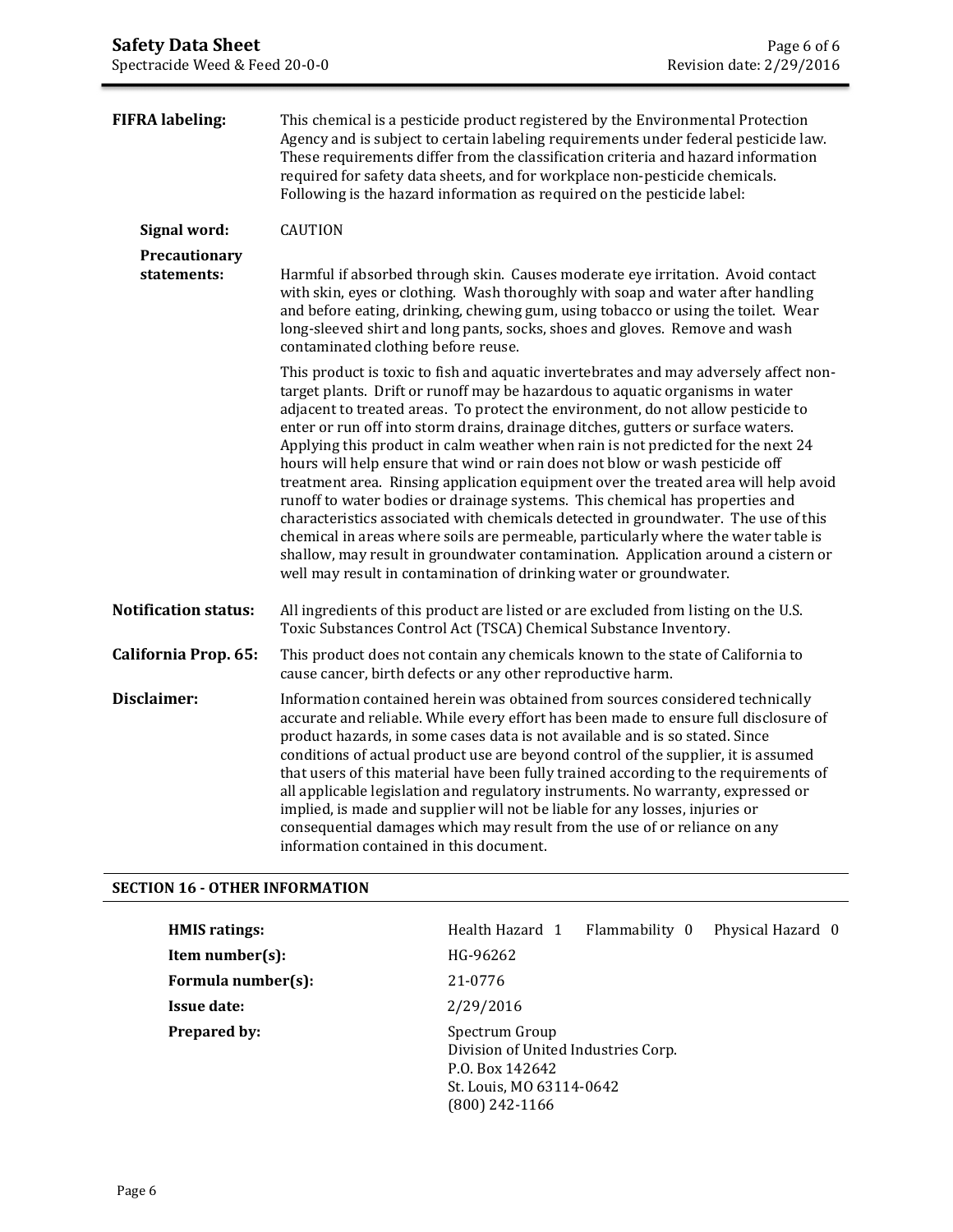**FIFRA labeling:** This chemical is a pesticide product registered by the Environmental Protection Agency and is subject to certain labeling requirements under federal pesticide law. These requirements differ from the classification criteria and hazard information required for safety data sheets, and for workplace non-pesticide chemicals. Following is the hazard information as required on the pesticide label:

**Signal word:** CAUTION

**Precautionary statements:**

Harmful if absorbed through skin. Causes moderate eye irritation. Avoid contact with skin, eyes or clothing. Wash thoroughly with soap and water after handling and before eating, drinking, chewing gum, using tobacco or using the toilet. Wear long-sleeved shirt and long pants, socks, shoes and gloves. Remove and wash contaminated clothing before reuse.

This product is toxic to fish and aquatic invertebrates and may adversely affect non-target plants. Drift or runoff may be hazardous to aquatic organisms in water adjacent to treated areas. To protect the environment, do not allow pesticide to enter or run off into storm drains, drainage ditches, gutters or surface waters. Applying this product in calm weather when rain is not predicted for the next 24 hours will help ensure that wind or rain does not blow or wash pesticide off treatment area. Rinsing application equipment over the treated area will help avoid runoff to water bodies or drainage systems. This chemical has properties and characteristics associated with chemicals detected in groundwater. The use of this chemical in areas where soils are permeable, particularly where the water table is shallow, may result in groundwater contamination. Application around a cistern or well may result in contamination of drinking water or groundwater.

**Notification status:** All ingredients of this product are listed or are excluded from listing on the U.S. Toxic Substances Control Act (TSCA) Chemical Substance Inventory.

**California Prop. 65:** This product does not contain any chemicals known to the state of California to cause cancer, birth defects or any other reproductive harm.

**Disclaimer:** Information contained herein was obtained from sources considered technically accurate and reliable. While every effort has been made to ensure full disclosure of product hazards, in some cases data is not available and is so stated. Since conditions of actual product use are beyond control of the supplier, it is assumed that users of this material have been fully trained according to the requirements of all applicable legislation and regulatory instruments. No warranty, expressed or implied, is made and supplier will not be liable for any losses, injuries or consequential damages which may result from the use of or reliance on any information contained in this document.

## SECTION 16 - OTHER INFORMATION

**HMIS ratings:** Health Hazard 1 Flammability 0 Physical Hazard 0

**Item number(s):** HG-96262

**Formula number(s):** 21-0776

**Issue date:** 2/29/2016

**Prepared by:**
Spectrum Group
Division of United Industries Corp.
P.O. Box 142642
St. Louis, MO 63114-0642
(800) 242-1166